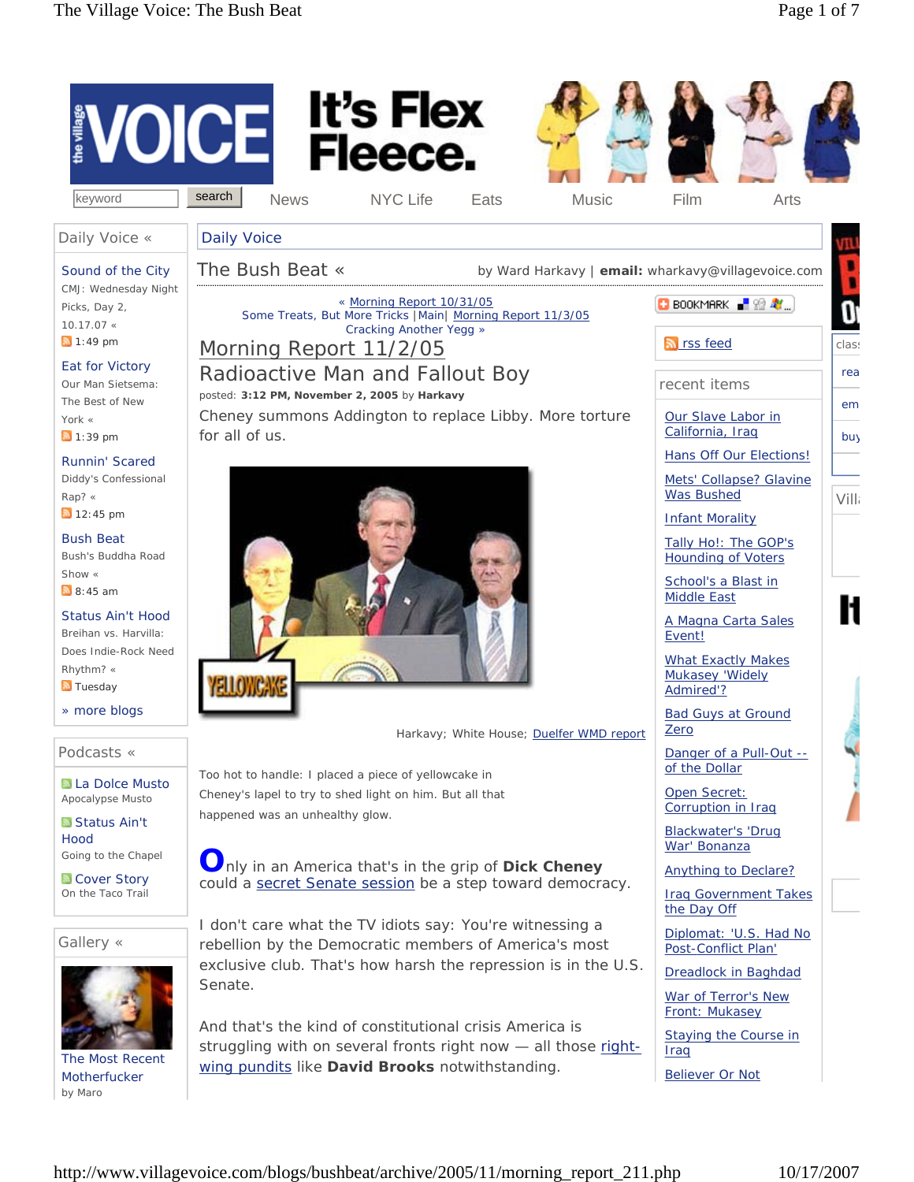# The Bush Beat «

by Ward Harkavy | **email:** wharkavy@villagevoice.com

« Morning Report 10/31/05
Some Treats, But More Tricks | Main | Morning Report 11/3/05
Cracking Another Yegg »

## Morning Report 11/2/05

## Radioactive Man and Fallout Boy

posted: **3:12 PM, November 2, 2005** by **Harkavy**

Cheney summons Addington to replace Libby. More torture for all of us.

Harkavy; White House; Duelfer WMD report

Too hot to handle: I placed a piece of yellowcake in Cheney's lapel to try to shed light on him. But all that happened was an unhealthy glow.

Only in an America that's in the grip of **Dick Cheney** could a secret Senate session be a step toward democracy.

I don't care what the TV idiots say: You're witnessing a rebellion by the Democratic members of America's most exclusive club. That's how harsh the repression is in the U.S. Senate.

And that's the kind of constitutional crisis America is struggling with on several fronts right now — all those right-wing pundits like **David Brooks** notwithstanding.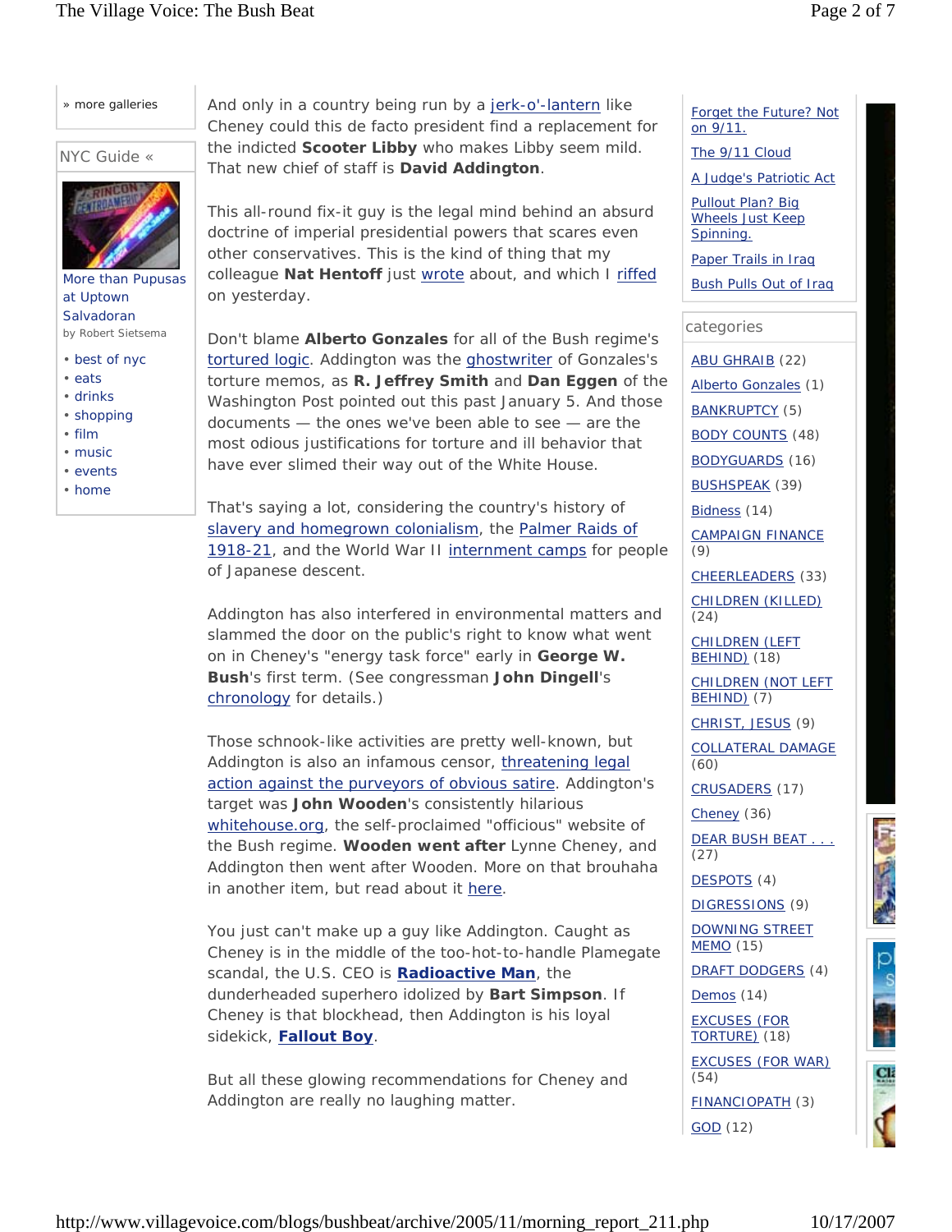» more galleries

NYC Guide «

More than Pupusas at Uptown Salvadoran

by Robert Sietsema

- best of nyc
- eats
- drinks
- shopping
- film
- music
- events
- home

And only in a country being run by a jerk-o'-lantern like Cheney could this de facto president find a replacement for the indicted **Scooter Libby** who makes Libby seem mild. That new chief of staff is **David Addington**.

This all-round fix-it guy is the legal mind behind an absurd doctrine of imperial presidential powers that scares even other conservatives. This is the kind of thing that my colleague **Nat Hentoff** just wrote about, and which I riffed on yesterday.

Don't blame **Alberto Gonzales** for all of the Bush regime's tortured logic. Addington was the ghostwriter of Gonzales's torture memos, as **R. Jeffrey Smith** and **Dan Eggen** of the Washington Post pointed out this past January 5. And those documents — the ones we've been able to see — are the most odious justifications for torture and ill behavior that have ever slimed their way out of the White House.

That's saying a lot, considering the country's history of slavery and homegrown colonialism, the Palmer Raids of 1918-21, and the World War II internment camps for people of Japanese descent.

Addington has also interfered in environmental matters and slammed the door on the public's right to know what went on in Cheney's "energy task force" early in **George W. Bush**'s first term. (See congressman **John Dingell**'s chronology for details.)

Those schnook-like activities are pretty well-known, but Addington is also an infamous censor, threatening legal action against the purveyors of obvious satire. Addington's target was **John Wooden**'s consistently hilarious whitehouse.org, the self-proclaimed "officious" website of the Bush regime. **Wooden went after** Lynne Cheney, and Addington then went after Wooden. More on that brouhaha in another item, but read about it here.

You just can't make up a guy like Addington. Caught as Cheney is in the middle of the too-hot-to-handle Plamegate scandal, the U.S. CEO is **Radioactive Man**, the dunderheaded superhero idolized by **Bart Simpson**. If Cheney is that blockhead, then Addington is his loyal sidekick, **Fallout Boy**.

But all these glowing recommendations for Cheney and Addington are really no laughing matter.

Forget the Future? Not on 9/11.

The 9/11 Cloud

A Judge's Patriotic Act

Pullout Plan? Big Wheels Just Keep Spinning.

Paper Trails in Iraq

Bush Pulls Out of Iraq

categories

- ABU GHRAIB (22)
- Alberto Gonzales (1)
- BANKRUPTCY (5)
- BODY COUNTS (48)
- BODYGUARDS (16)
- BUSHSPEAK (39)
- Bidness (14)
- CAMPAIGN FINANCE (9)
- CHEERLEADERS (33)
- CHILDREN (KILLED) (24)
- CHILDREN (LEFT BEHIND) (18)
- CHILDREN (NOT LEFT BEHIND) (7)
- CHRIST, JESUS (9)
- COLLATERAL DAMAGE (60)
- CRUSADERS (17)
- Cheney (36)
- DEAR BUSH BEAT . . . (27)
- DESPOTS (4)
- DIGRESSIONS (9)
- DOWNING STREET MEMO (15)
- DRAFT DODGERS (4)
- Demos (14)
- EXCUSES (FOR TORTURE) (18)
- EXCUSES (FOR WAR) (54)
- FINANCIOPATH (3)
- GOD (12)